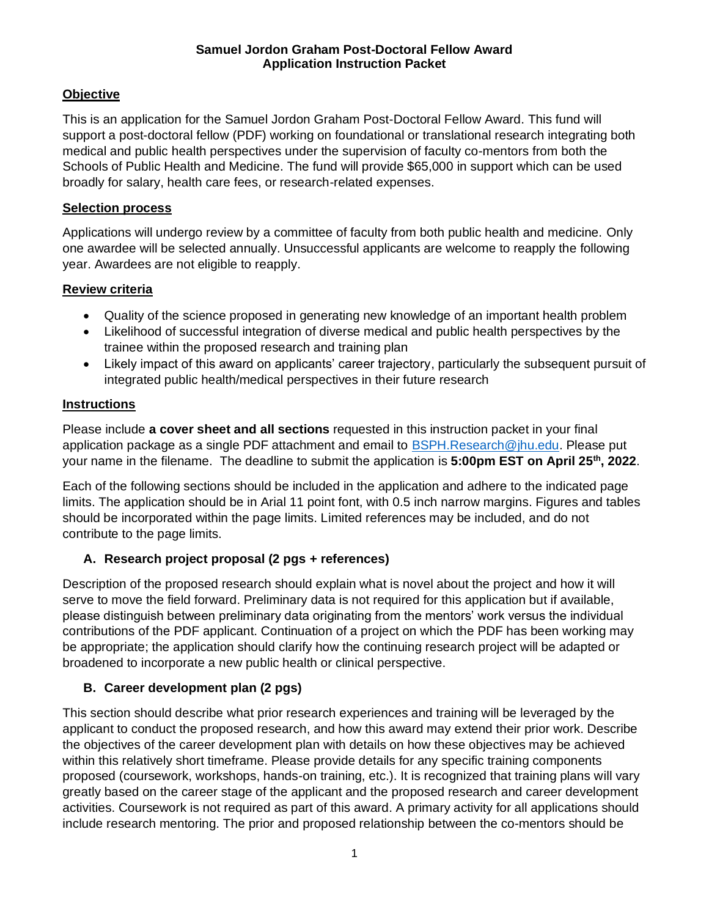# Samuel Jordon Graham Post-Doctoral Fellow Award
## Application Instruction Packet

### Objective

This is an application for the Samuel Jordon Graham Post-Doctoral Fellow Award. This fund will support a post-doctoral fellow (PDF) working on foundational or translational research integrating both medical and public health perspectives under the supervision of faculty co-mentors from both the Schools of Public Health and Medicine. The fund will provide $65,000 in support which can be used broadly for salary, health care fees, or research-related expenses.

### Selection process

Applications will undergo review by a committee of faculty from both public health and medicine. Only one awardee will be selected annually. Unsuccessful applicants are welcome to reapply the following year. Awardees are not eligible to reapply.

### Review criteria

- Quality of the science proposed in generating new knowledge of an important health problem
- Likelihood of successful integration of diverse medical and public health perspectives by the trainee within the proposed research and training plan
- Likely impact of this award on applicants' career trajectory, particularly the subsequent pursuit of integrated public health/medical perspectives in their future research

### Instructions

Please include **a cover sheet and all sections** requested in this instruction packet in your final application package as a single PDF attachment and email to [BSPH.Research@jhu.edu](mailto:BSPH.Research@jhu.edu). Please put your name in the filename. The deadline to submit the application is **5:00pm EST on April 25th, 2022**.

Each of the following sections should be included in the application and adhere to the indicated page limits. The application should be in Arial 11 point font, with 0.5 inch narrow margins. Figures and tables should be incorporated within the page limits. Limited references may be included, and do not contribute to the page limits.

#### A. Research project proposal (2 pgs + references)

Description of the proposed research should explain what is novel about the project and how it will serve to move the field forward. Preliminary data is not required for this application but if available, please distinguish between preliminary data originating from the mentors' work versus the individual contributions of the PDF applicant. Continuation of a project on which the PDF has been working may be appropriate; the application should clarify how the continuing research project will be adapted or broadened to incorporate a new public health or clinical perspective.

#### B. Career development plan (2 pgs)

This section should describe what prior research experiences and training will be leveraged by the applicant to conduct the proposed research, and how this award may extend their prior work. Describe the objectives of the career development plan with details on how these objectives may be achieved within this relatively short timeframe. Please provide details for any specific training components proposed (coursework, workshops, hands-on training, etc.). It is recognized that training plans will vary greatly based on the career stage of the applicant and the proposed research and career development activities. Coursework is not required as part of this award. A primary activity for all applications should include research mentoring. The prior and proposed relationship between the co-mentors should be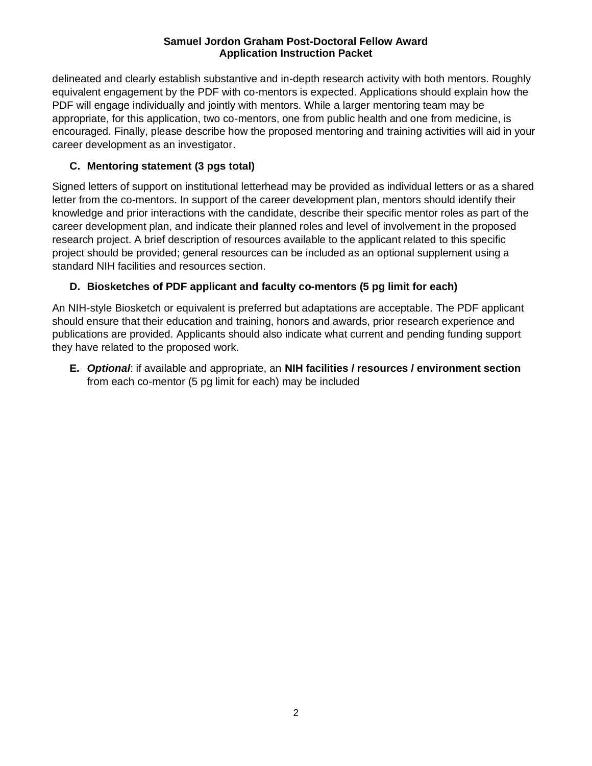delineated and clearly establish substantive and in-depth research activity with both mentors. Roughly equivalent engagement by the PDF with co-mentors is expected. Applications should explain how the PDF will engage individually and jointly with mentors. While a larger mentoring team may be appropriate, for this application, two co-mentors, one from public health and one from medicine, is encouraged. Finally, please describe how the proposed mentoring and training activities will aid in your career development as an investigator.

### C. Mentoring statement (3 pgs total)

Signed letters of support on institutional letterhead may be provided as individual letters or as a shared letter from the co-mentors. In support of the career development plan, mentors should identify their knowledge and prior interactions with the candidate, describe their specific mentor roles as part of the career development plan, and indicate their planned roles and level of involvement in the proposed research project. A brief description of resources available to the applicant related to this specific project should be provided; general resources can be included as an optional supplement using a standard NIH facilities and resources section.

### D. Biosketches of PDF applicant and faculty co-mentors (5 pg limit for each)

An NIH-style Biosketch or equivalent is preferred but adaptations are acceptable. The PDF applicant should ensure that their education and training, honors and awards, prior research experience and publications are provided. Applicants should also indicate what current and pending funding support they have related to the proposed work.

**E.** ***Optional***: if available and appropriate, an **NIH facilities / resources / environment section** from each co-mentor (5 pg limit for each) may be included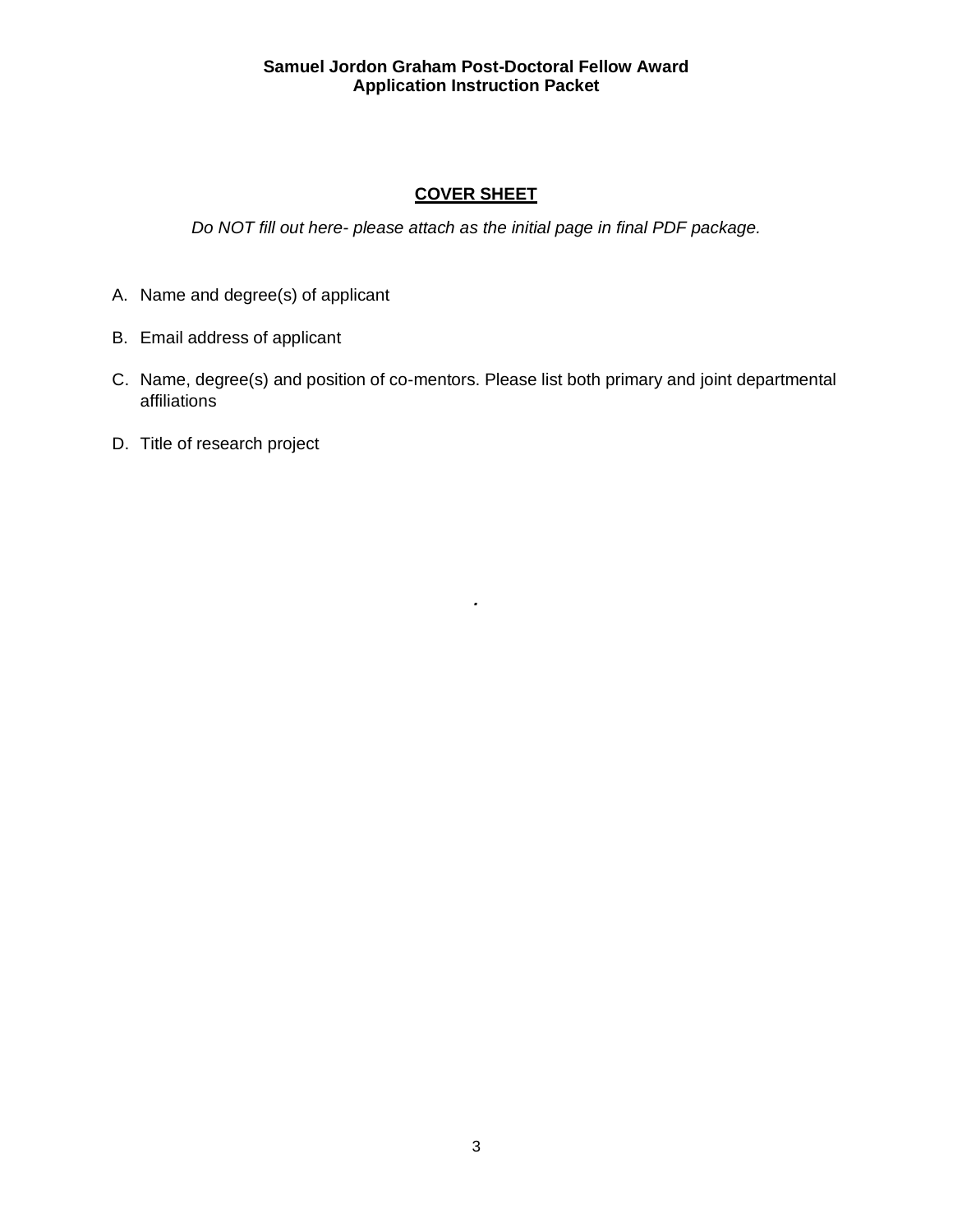## COVER SHEET

*Do NOT fill out here- please attach as the initial page in final PDF package.*

A. Name and degree(s) of applicant

B. Email address of applicant

C. Name, degree(s) and position of co-mentors. Please list both primary and joint departmental affiliations

D. Title of research project

.